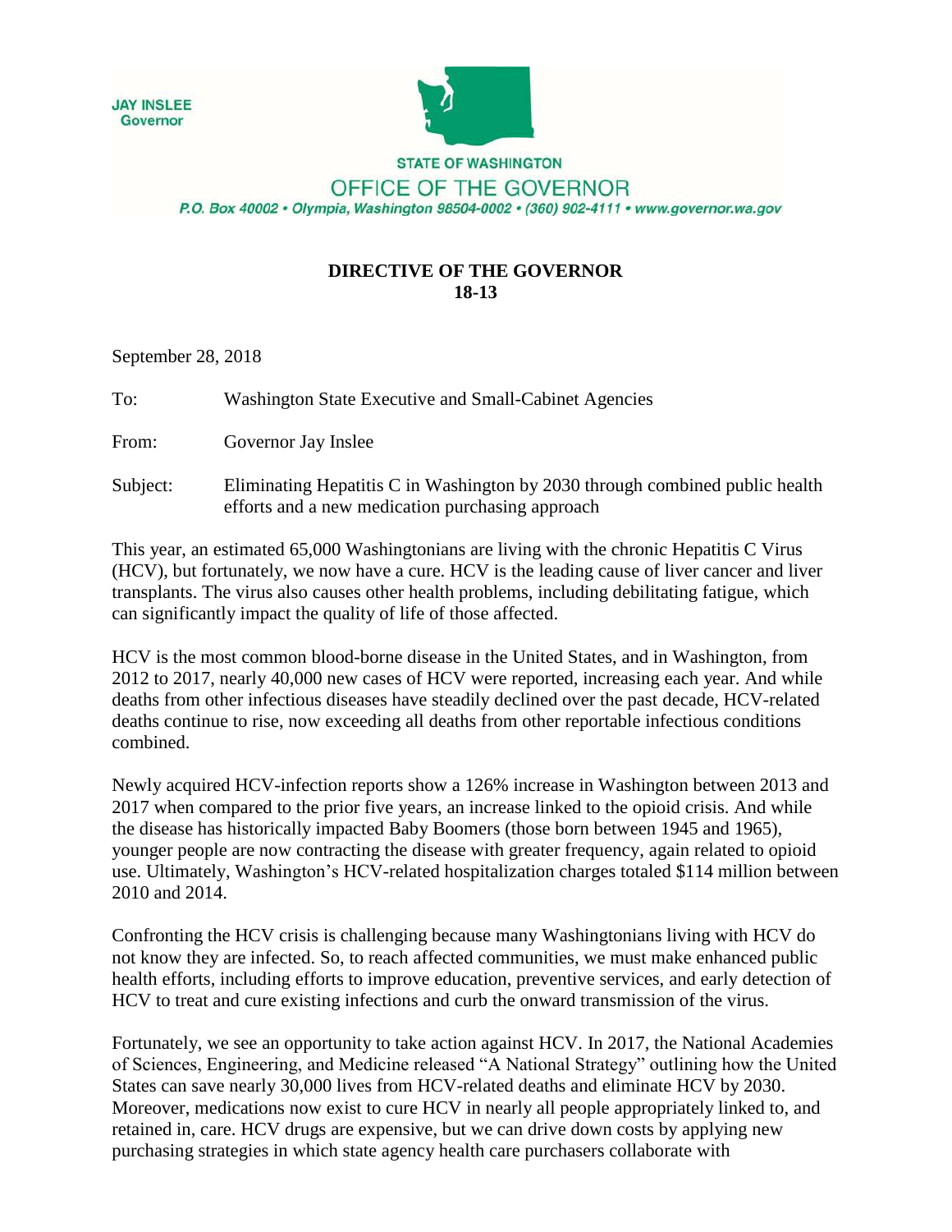JAY INSLEE
Governor

STATE OF WASHINGTON

OFFICE OF THE GOVERNOR

*P.O. Box 40002 • Olympia, Washington 98504-0002 • (360) 902-4111 • www.governor.wa.gov*

**DIRECTIVE OF THE GOVERNOR**
**18-13**

September 28, 2018

To: Washington State Executive and Small-Cabinet Agencies

From: Governor Jay Inslee

Subject: Eliminating Hepatitis C in Washington by 2030 through combined public health efforts and a new medication purchasing approach

This year, an estimated 65,000 Washingtonians are living with the chronic Hepatitis C Virus (HCV), but fortunately, we now have a cure. HCV is the leading cause of liver cancer and liver transplants. The virus also causes other health problems, including debilitating fatigue, which can significantly impact the quality of life of those affected.

HCV is the most common blood-borne disease in the United States, and in Washington, from 2012 to 2017, nearly 40,000 new cases of HCV were reported, increasing each year. And while deaths from other infectious diseases have steadily declined over the past decade, HCV-related deaths continue to rise, now exceeding all deaths from other reportable infectious conditions combined.

Newly acquired HCV-infection reports show a 126% increase in Washington between 2013 and 2017 when compared to the prior five years, an increase linked to the opioid crisis. And while the disease has historically impacted Baby Boomers (those born between 1945 and 1965), younger people are now contracting the disease with greater frequency, again related to opioid use. Ultimately, Washington's HCV-related hospitalization charges totaled $114 million between 2010 and 2014.

Confronting the HCV crisis is challenging because many Washingtonians living with HCV do not know they are infected. So, to reach affected communities, we must make enhanced public health efforts, including efforts to improve education, preventive services, and early detection of HCV to treat and cure existing infections and curb the onward transmission of the virus.

Fortunately, we see an opportunity to take action against HCV. In 2017, the National Academies of Sciences, Engineering, and Medicine released "A National Strategy" outlining how the United States can save nearly 30,000 lives from HCV-related deaths and eliminate HCV by 2030. Moreover, medications now exist to cure HCV in nearly all people appropriately linked to, and retained in, care. HCV drugs are expensive, but we can drive down costs by applying new purchasing strategies in which state agency health care purchasers collaborate with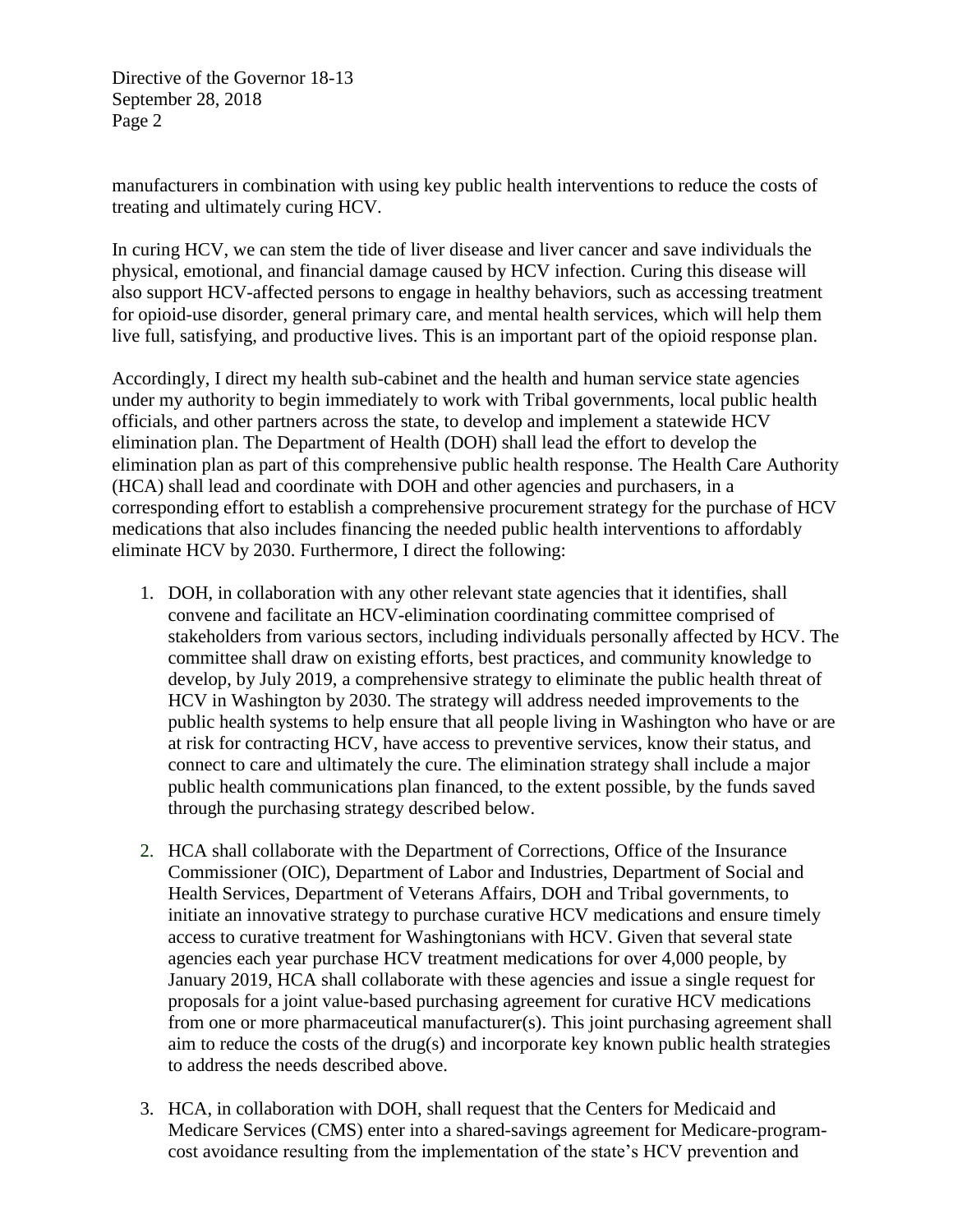manufacturers in combination with using key public health interventions to reduce the costs of treating and ultimately curing HCV.

In curing HCV, we can stem the tide of liver disease and liver cancer and save individuals the physical, emotional, and financial damage caused by HCV infection. Curing this disease will also support HCV-affected persons to engage in healthy behaviors, such as accessing treatment for opioid-use disorder, general primary care, and mental health services, which will help them live full, satisfying, and productive lives. This is an important part of the opioid response plan.

Accordingly, I direct my health sub-cabinet and the health and human service state agencies under my authority to begin immediately to work with Tribal governments, local public health officials, and other partners across the state, to develop and implement a statewide HCV elimination plan. The Department of Health (DOH) shall lead the effort to develop the elimination plan as part of this comprehensive public health response. The Health Care Authority (HCA) shall lead and coordinate with DOH and other agencies and purchasers, in a corresponding effort to establish a comprehensive procurement strategy for the purchase of HCV medications that also includes financing the needed public health interventions to affordably eliminate HCV by 2030. Furthermore, I direct the following:

1. DOH, in collaboration with any other relevant state agencies that it identifies, shall convene and facilitate an HCV-elimination coordinating committee comprised of stakeholders from various sectors, including individuals personally affected by HCV. The committee shall draw on existing efforts, best practices, and community knowledge to develop, by July 2019, a comprehensive strategy to eliminate the public health threat of HCV in Washington by 2030. The strategy will address needed improvements to the public health systems to help ensure that all people living in Washington who have or are at risk for contracting HCV, have access to preventive services, know their status, and connect to care and ultimately the cure. The elimination strategy shall include a major public health communications plan financed, to the extent possible, by the funds saved through the purchasing strategy described below.

2. HCA shall collaborate with the Department of Corrections, Office of the Insurance Commissioner (OIC), Department of Labor and Industries, Department of Social and Health Services, Department of Veterans Affairs, DOH and Tribal governments, to initiate an innovative strategy to purchase curative HCV medications and ensure timely access to curative treatment for Washingtonians with HCV. Given that several state agencies each year purchase HCV treatment medications for over 4,000 people, by January 2019, HCA shall collaborate with these agencies and issue a single request for proposals for a joint value-based purchasing agreement for curative HCV medications from one or more pharmaceutical manufacturer(s). This joint purchasing agreement shall aim to reduce the costs of the drug(s) and incorporate key known public health strategies to address the needs described above.

3. HCA, in collaboration with DOH, shall request that the Centers for Medicaid and Medicare Services (CMS) enter into a shared-savings agreement for Medicare-program-cost avoidance resulting from the implementation of the state's HCV prevention and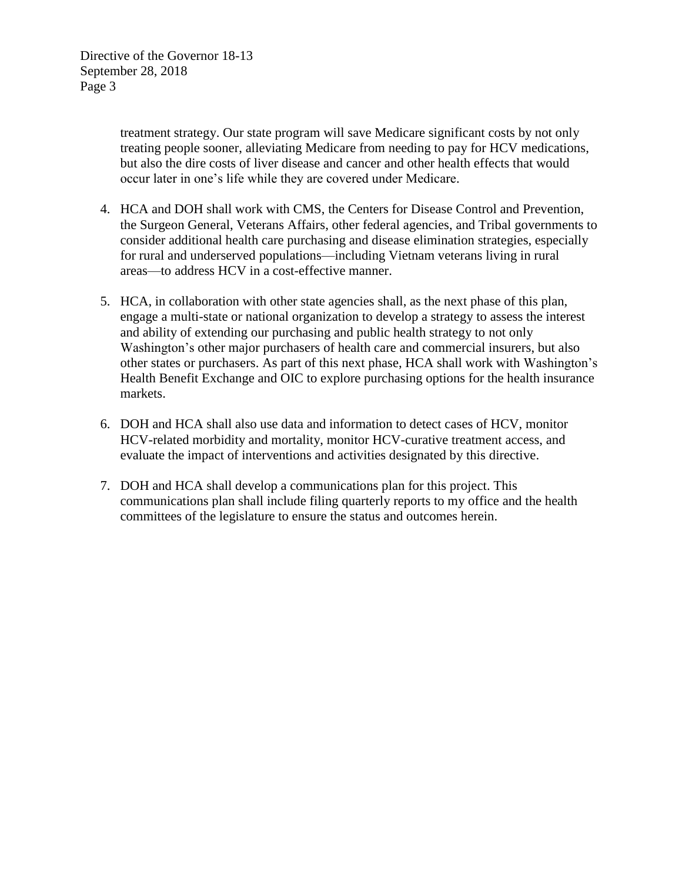treatment strategy. Our state program will save Medicare significant costs by not only treating people sooner, alleviating Medicare from needing to pay for HCV medications, but also the dire costs of liver disease and cancer and other health effects that would occur later in one's life while they are covered under Medicare.

4. HCA and DOH shall work with CMS, the Centers for Disease Control and Prevention, the Surgeon General, Veterans Affairs, other federal agencies, and Tribal governments to consider additional health care purchasing and disease elimination strategies, especially for rural and underserved populations—including Vietnam veterans living in rural areas—to address HCV in a cost-effective manner.

5. HCA, in collaboration with other state agencies shall, as the next phase of this plan, engage a multi-state or national organization to develop a strategy to assess the interest and ability of extending our purchasing and public health strategy to not only Washington's other major purchasers of health care and commercial insurers, but also other states or purchasers. As part of this next phase, HCA shall work with Washington's Health Benefit Exchange and OIC to explore purchasing options for the health insurance markets.

6. DOH and HCA shall also use data and information to detect cases of HCV, monitor HCV-related morbidity and mortality, monitor HCV-curative treatment access, and evaluate the impact of interventions and activities designated by this directive.

7. DOH and HCA shall develop a communications plan for this project. This communications plan shall include filing quarterly reports to my office and the health committees of the legislature to ensure the status and outcomes herein.